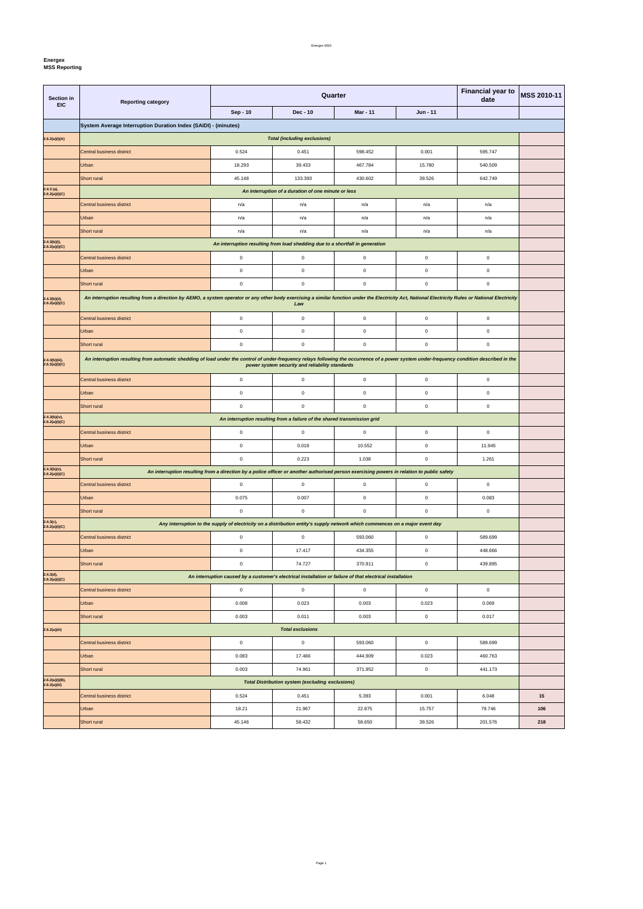**Energex**
**MSS Reporting**

| Section in EIC | Reporting category | Quarter | | | | Financial year to date | MSS 2010-11 |
|---|---|---|---|---|---|---|---|
| | | Sep - 10 | Dec - 10 | Mar - 11 | Jun - 11 | | |
| | **System Average Interruption Duration Index (SAIDI) - (minutes)** | | | | | | |
| 2.6.2(a)(i)(A) | ***Total (including exclusions)*** | | | | | | |
| | Central business district | 0.524 | 0.451 | 598.452 | 0.001 | 595.747 | |
| | Urban | 18.293 | 39.433 | 467.784 | 15.780 | 540.509 | |
| | Short rural | 45.148 | 133.393 | 430.602 | 39.526 | 642.749 | |
| 2.4.3 (a), 2.6.2(a)(i)(C) | ***An interruption of a duration of one minute or less*** | | | | | | |
| | Central business district | n/a | n/a | n/a | n/a | n/a | |
| | Urban | n/a | n/a | n/a | n/a | n/a | |
| | Short rural | n/a | n/a | n/a | n/a | n/a | |
| 2.4.3(b)(i), 2.6.2(a)(i)(C) | ***An interruption resulting from load shedding due to a shortfall in generation*** | | | | | | |
| | Central business district | 0 | 0 | 0 | 0 | 0 | |
| | Urban | 0 | 0 | 0 | 0 | 0 | |
| | Short rural | 0 | 0 | 0 | 0 | 0 | |
| 2.4.3(b)(ii), 2.6.2(a)(i)(C) | ***An interruption resulting from a direction by AEMO, a system operator or any other body exercising a similar function under the Electricity Act, National Electricity Rules or National Electricity Law*** | | | | | | |
| | Central business district | 0 | 0 | 0 | 0 | 0 | |
| | Urban | 0 | 0 | 0 | 0 | 0 | |
| | Short rural | 0 | 0 | 0 | 0 | 0 | |
| 2.4.3(b)(iii), 2.6.2(a)(i)(C) | ***An interruption resulting from automatic shedding of load under the control of under-frequency relays following the occurrence of a power system under-frequency condition described in the power system security and reliability standards*** | | | | | | |
| | Central business district | 0 | 0 | 0 | 0 | 0 | |
| | Urban | 0 | 0 | 0 | 0 | 0 | |
| | Short rural | 0 | 0 | 0 | 0 | 0 | |
| 2.4.3(b)(iv), 2.6.2(a)(i)(C) | ***An interruption resulting from a failure of the shared transmission grid*** | | | | | | |
| | Central business district | 0 | 0 | 0 | 0 | 0 | |
| | Urban | 0 | 0.018 | 10.552 | 0 | 11.945 | |
| | Short rural | 0 | 0.223 | 1.038 | 0 | 1.261 | |
| 2.4.3(b)(v), 2.6.2(a)(i)(C) | ***An interruption resulting from a direction by a police officer or another authorised person exercising powers in relation to public safety*** | | | | | | |
| | Central business district | 0 | 0 | 0 | 0 | 0 | |
| | Urban | 0.075 | 0.007 | 0 | 0 | 0.083 | |
| | Short rural | 0 | 0 | 0 | 0 | 0 | |
| 2.4.3(c), 2.6.2(a)(i)(C) | ***Any interruption to the supply of electricity on a distribution entity's supply network which commences on a major event day*** | | | | | | |
| | Central business district | 0 | 0 | 593.060 | 0 | 589.699 | |
| | Urban | 0 | 17.417 | 434.355 | 0 | 448.666 | |
| | Short rural | 0 | 74.727 | 370.911 | 0 | 439.895 | |
| 2.4.3(d), 2.6.2(a)(i)(C) | ***An interruption caused by a customer's electrical installation or failure of that electrical installation*** | | | | | | |
| | Central business district | 0 | 0 | 0 | 0 | 0 | |
| | Urban | 0.008 | 0.023 | 0.003 | 0.023 | 0.069 | |
| | Short rural | 0.003 | 0.011 | 0.003 | 0 | 0.017 | |
| 2.6.2(a)(iii) | ***Total exclusions*** | | | | | | |
| | Central business district | 0 | 0 | 593.060 | 0 | 589.699 | |
| | Urban | 0.083 | 17.466 | 444.909 | 0.023 | 460.763 | |
| | Short rural | 0.003 | 74.961 | 371.952 | 0 | 441.173 | |
| 2.6.2(a)(i)(B), 2.6.2(a)(iii) | ***Total Distribution system (excluding exclusions)*** | | | | | | |
| | Central business district | 0.524 | 0.451 | 5.393 | 0.001 | 6.048 | **15** |
| | Urban | 18.21 | 21.967 | 22.875 | 15.757 | 79.746 | **106** |
| | Short rural | 45.146 | 58.432 | 58.650 | 39.526 | 201.576 | **218** |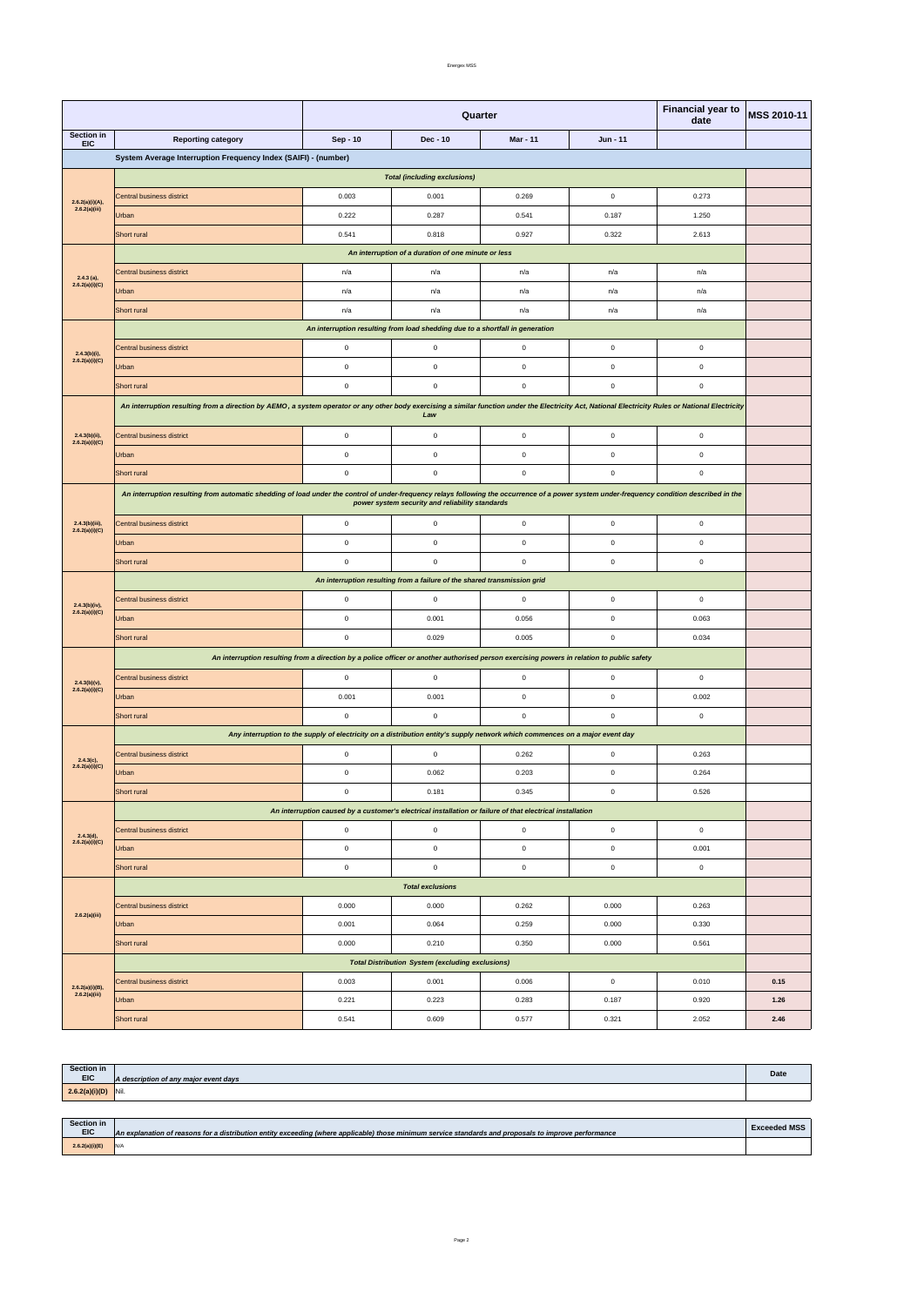| Section in EIC | Reporting category | Quarter | | | | Financial year to date | MSS 2010-11 |
|---|---|---|---|---|---|---|---|
| | | Sep - 10 | Dec - 10 | Mar - 11 | Jun - 11 | | |
| | **System Average Interruption Frequency Index (SAIFI) - (number)** | | | | | | |
| | ***Total (including exclusions)*** | | | | | | |
| 2.6.2(a)(i)(A), 2.6.2(a)(iii) | Central business district | 0.003 | 0.001 | 0.269 | 0 | 0.273 | |
| | Urban | 0.222 | 0.287 | 0.541 | 0.187 | 1.250 | |
| | Short rural | 0.541 | 0.818 | 0.927 | 0.322 | 2.613 | |
| | ***An interruption of a duration of one minute or less*** | | | | | | |
| 2.4.3 (a), 2.6.2(a)(i)(C) | Central business district | n/a | n/a | n/a | n/a | n/a | |
| | Urban | n/a | n/a | n/a | n/a | n/a | |
| | Short rural | n/a | n/a | n/a | n/a | n/a | |
| | ***An interruption resulting from load shedding due to a shortfall in generation*** | | | | | | |
| 2.4.3(b)(i), 2.6.2(a)(i)(C) | Central business district | 0 | 0 | 0 | 0 | 0 | |
| | Urban | 0 | 0 | 0 | 0 | 0 | |
| | Short rural | 0 | 0 | 0 | 0 | 0 | |
| | ***An interruption resulting from a direction by AEMO, a system operator or any other body exercising a similar function under the Electricity Act, National Electricity Rules or National Electricity Law*** | | | | | | |
| 2.4.3(b)(ii), 2.6.2(a)(i)(C) | Central business district | 0 | 0 | 0 | 0 | 0 | |
| | Urban | 0 | 0 | 0 | 0 | 0 | |
| | Short rural | 0 | 0 | 0 | 0 | 0 | |
| | ***An interruption resulting from automatic shedding of load under the control of under-frequency relays following the occurrence of a power system under-frequency condition described in the power system security and reliability standards*** | | | | | | |
| 2.4.3(b)(iii), 2.6.2(a)(i)(C) | Central business district | 0 | 0 | 0 | 0 | 0 | |
| | Urban | 0 | 0 | 0 | 0 | 0 | |
| | Short rural | 0 | 0 | 0 | 0 | 0 | |
| | ***An interruption resulting from a failure of the shared transmission grid*** | | | | | | |
| 2.4.3(b)(iv), 2.6.2(a)(i)(C) | Central business district | 0 | 0 | 0 | 0 | 0 | |
| | Urban | 0 | 0.001 | 0.056 | 0 | 0.063 | |
| | Short rural | 0 | 0.029 | 0.005 | 0 | 0.034 | |
| | ***An interruption resulting from a direction by a police officer or another authorised person exercising powers in relation to public safety*** | | | | | | |
| 2.4.3(b)(v), 2.6.2(a)(i)(C) | Central business district | 0 | 0 | 0 | 0 | 0 | |
| | Urban | 0.001 | 0.001 | 0 | 0 | 0.002 | |
| | Short rural | 0 | 0 | 0 | 0 | 0 | |
| | ***Any interruption to the supply of electricity on a distribution entity's supply network which commences on a major event day*** | | | | | | |
| 2.4.3(c), 2.6.2(a)(i)(C) | Central business district | 0 | 0 | 0.262 | 0 | 0.263 | |
| | Urban | 0 | 0.062 | 0.203 | 0 | 0.264 | |
| | Short rural | 0 | 0.181 | 0.345 | 0 | 0.526 | |
| | ***An interruption caused by a customer's electrical installation or failure of that electrical installation*** | | | | | | |
| 2.4.3(d), 2.6.2(a)(i)(C) | Central business district | 0 | 0 | 0 | 0 | 0 | |
| | Urban | 0 | 0 | 0 | 0 | 0.001 | |
| | Short rural | 0 | 0 | 0 | 0 | 0 | |
| | ***Total exclusions*** | | | | | | |
| 2.6.2(a)(iii) | Central business district | 0.000 | 0.000 | 0.262 | 0.000 | 0.263 | |
| | Urban | 0.001 | 0.064 | 0.259 | 0.000 | 0.330 | |
| | Short rural | 0.000 | 0.210 | 0.350 | 0.000 | 0.561 | |
| | ***Total Distribution System (excluding exclusions)*** | | | | | | |
| 2.6.2(a)(i)(B), 2.6.2(a)(iii) | Central business district | 0.003 | 0.001 | 0.006 | 0 | 0.010 | **0.15** |
| | Urban | 0.221 | 0.223 | 0.283 | 0.187 | 0.920 | **1.26** |
| | Short rural | 0.541 | 0.609 | 0.577 | 0.321 | 2.052 | **2.46** |

| Section in EIC | *A description of any major event days* | Date |
|---|---|---|
| 2.6.2(a)(i)(D) | Nil. | |

| Section in EIC | *An explanation of reasons for a distribution entity exceeding (where applicable) those minimum service standards and proposals to improve performance* | Exceeded MSS |
|---|---|---|
| 2.6.2(a)(i)(E) | N/A | |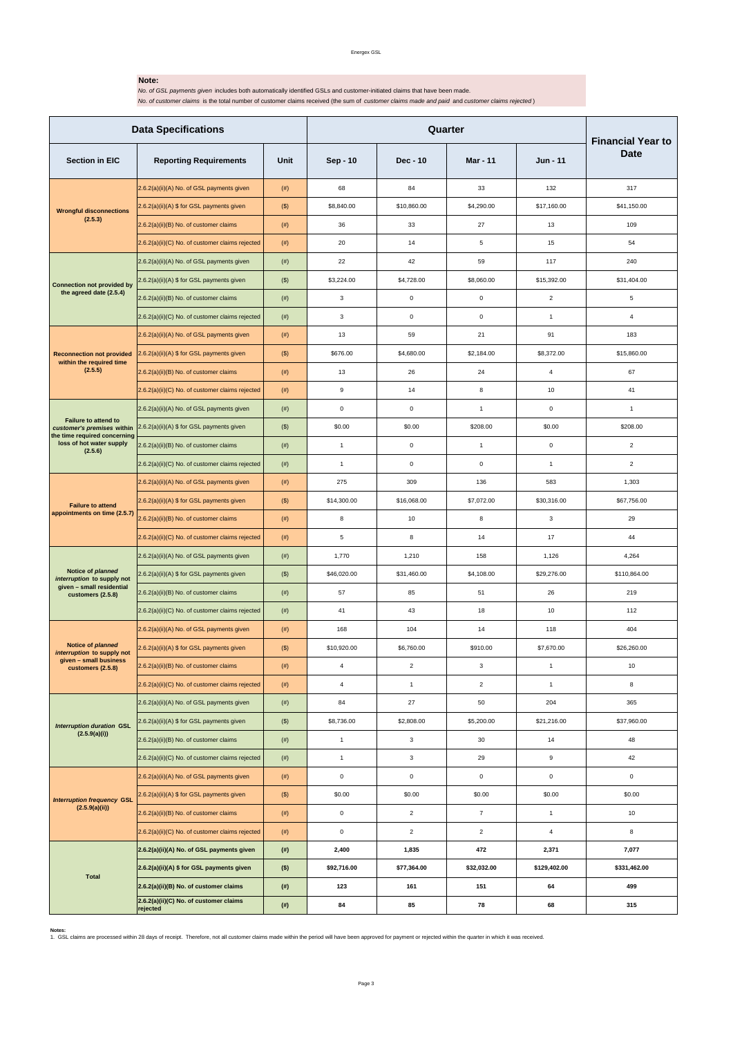**Note:**

*No. of GSL payments given* includes both automatically identified GSLs and customer-initiated claims that have been made.

*No. of customer claims* is the total number of customer claims received (the sum of *customer claims made and paid* and *customer claims rejected*)

| Data Specifications | | | Quarter | | | | Financial Year to Date |
|---|---|---|---|---|---|---|---|
| **Section in EIC** | **Reporting Requirements** | **Unit** | **Sep - 10** | **Dec - 10** | **Mar - 11** | **Jun - 11** | |
| **Wrongful disconnections (2.5.3)** | 2.6.2(a)(ii)(A) No. of GSL payments given | (#) | 68 | 84 | 33 | 132 | 317 |
| | 2.6.2(a)(ii)(A) $ for GSL payments given | ($) | $8,840.00 | $10,860.00 | $4,290.00 | $17,160.00 | $41,150.00 |
| | 2.6.2(a)(ii)(B) No. of customer claims | (#) | 36 | 33 | 27 | 13 | 109 |
| | 2.6.2(a)(ii)(C) No. of customer claims rejected | (#) | 20 | 14 | 5 | 15 | 54 |
| **Connection not provided by the agreed date (2.5.4)** | 2.6.2(a)(ii)(A) No. of GSL payments given | (#) | 22 | 42 | 59 | 117 | 240 |
| | 2.6.2(a)(ii)(A) $ for GSL payments given | ($) | $3,224.00 | $4,728.00 | $8,060.00 | $15,392.00 | $31,404.00 |
| | 2.6.2(a)(ii)(B) No. of customer claims | (#) | 3 | 0 | 0 | 2 | 5 |
| | 2.6.2(a)(ii)(C) No. of customer claims rejected | (#) | 3 | 0 | 0 | 1 | 4 |
| **Reconnection not provided within the required time (2.5.5)** | 2.6.2(a)(ii)(A) No. of GSL payments given | (#) | 13 | 59 | 21 | 91 | 183 |
| | 2.6.2(a)(ii)(A) $ for GSL payments given | ($) | $676.00 | $4,680.00 | $2,184.00 | $8,372.00 | $15,860.00 |
| | 2.6.2(a)(ii)(B) No. of customer claims | (#) | 13 | 26 | 24 | 4 | 67 |
| | 2.6.2(a)(ii)(C) No. of customer claims rejected | (#) | 9 | 14 | 8 | 10 | 41 |
| **Failure to attend to *customer's premises* within the time required concerning loss of hot water supply (2.5.6)** | 2.6.2(a)(ii)(A) No. of GSL payments given | (#) | 0 | 0 | 1 | 0 | 1 |
| | 2.6.2(a)(ii)(A) $ for GSL payments given | ($) | $0.00 | $0.00 | $208.00 | $0.00 | $208.00 |
| | 2.6.2(a)(ii)(B) No. of customer claims | (#) | 1 | 0 | 1 | 0 | 2 |
| | 2.6.2(a)(ii)(C) No. of customer claims rejected | (#) | 1 | 0 | 0 | 1 | 2 |
| **Failure to attend appointments on time (2.5.7)** | 2.6.2(a)(ii)(A) No. of GSL payments given | (#) | 275 | 309 | 136 | 583 | 1,303 |
| | 2.6.2(a)(ii)(A) $ for GSL payments given | ($) | $14,300.00 | $16,068.00 | $7,072.00 | $30,316.00 | $67,756.00 |
| | 2.6.2(a)(ii)(B) No. of customer claims | (#) | 8 | 10 | 8 | 3 | 29 |
| | 2.6.2(a)(ii)(C) No. of customer claims rejected | (#) | 5 | 8 | 14 | 17 | 44 |
| **Notice of *planned interruption* to supply not given – small residential customers (2.5.8)** | 2.6.2(a)(ii)(A) No. of GSL payments given | (#) | 1,770 | 1,210 | 158 | 1,126 | 4,264 |
| | 2.6.2(a)(ii)(A) $ for GSL payments given | ($) | $46,020.00 | $31,460.00 | $4,108.00 | $29,276.00 | $110,864.00 |
| | 2.6.2(a)(ii)(B) No. of customer claims | (#) | 57 | 85 | 51 | 26 | 219 |
| | 2.6.2(a)(ii)(C) No. of customer claims rejected | (#) | 41 | 43 | 18 | 10 | 112 |
| **Notice of *planned interruption* to supply not given – small business customers (2.5.8)** | 2.6.2(a)(ii)(A) No. of GSL payments given | (#) | 168 | 104 | 14 | 118 | 404 |
| | 2.6.2(a)(ii)(A) $ for GSL payments given | ($) | $10,920.00 | $6,760.00 | $910.00 | $7,670.00 | $26,260.00 |
| | 2.6.2(a)(ii)(B) No. of customer claims | (#) | 4 | 2 | 3 | 1 | 10 |
| | 2.6.2(a)(ii)(C) No. of customer claims rejected | (#) | 4 | 1 | 2 | 1 | 8 |
| ***Interruption duration* GSL (2.5.9(a)(i))** | 2.6.2(a)(ii)(A) No. of GSL payments given | (#) | 84 | 27 | 50 | 204 | 365 |
| | 2.6.2(a)(ii)(A) $ for GSL payments given | ($) | $8,736.00 | $2,808.00 | $5,200.00 | $21,216.00 | $37,960.00 |
| | 2.6.2(a)(ii)(B) No. of customer claims | (#) | 1 | 3 | 30 | 14 | 48 |
| | 2.6.2(a)(ii)(C) No. of customer claims rejected | (#) | 1 | 3 | 29 | 9 | 42 |
| ***Interruption frequency* GSL (2.5.9(a)(ii))** | 2.6.2(a)(ii)(A) No. of GSL payments given | (#) | 0 | 0 | 0 | 0 | 0 |
| | 2.6.2(a)(ii)(A) $ for GSL payments given | ($) | $0.00 | $0.00 | $0.00 | $0.00 | $0.00 |
| | 2.6.2(a)(ii)(B) No. of customer claims | (#) | 0 | 2 | 7 | 1 | 10 |
| | 2.6.2(a)(ii)(C) No. of customer claims rejected | (#) | 0 | 2 | 2 | 4 | 8 |
| **Total** | **2.6.2(a)(ii)(A) No. of GSL payments given** | **(#)** | **2,400** | **1,835** | **472** | **2,371** | **7,077** |
| | **2.6.2(a)(ii)(A) $ for GSL payments given** | **($)** | **$92,716.00** | **$77,364.00** | **$32,032.00** | **$129,402.00** | **$331,462.00** |
| | **2.6.2(a)(ii)(B) No. of customer claims** | **(#)** | **123** | **161** | **151** | **64** | **499** |
| | **2.6.2(a)(ii)(C) No. of customer claims rejected** | **(#)** | **84** | **85** | **78** | **68** | **315** |

**Notes:**

1. GSL claims are processed within 28 days of receipt. Therefore, not all customer claims made within the period will have been approved for payment or rejected within the quarter in which it was received.